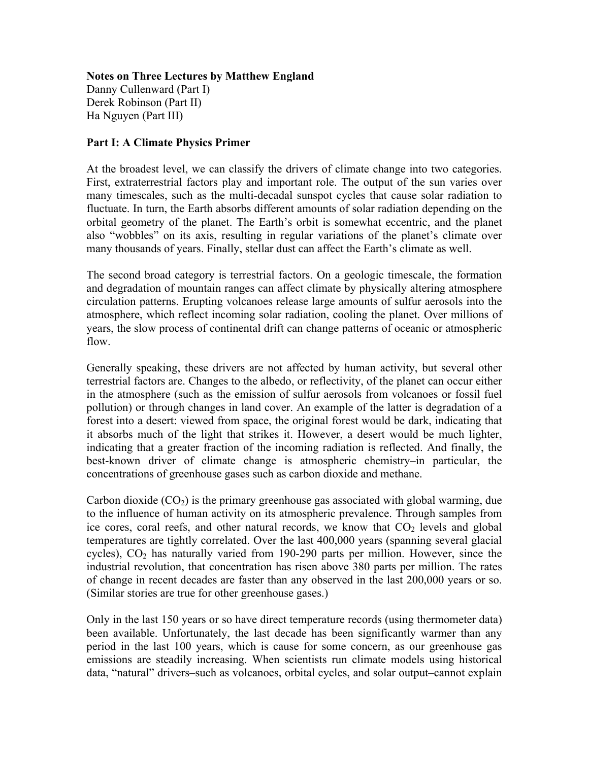**Notes on Three Lectures by Matthew England**
Danny Cullenward (Part I)
Derek Robinson (Part II)
Ha Nguyen (Part III)

## Part I: A Climate Physics Primer

At the broadest level, we can classify the drivers of climate change into two categories. First, extraterrestrial factors play and important role. The output of the sun varies over many timescales, such as the multi-decadal sunspot cycles that cause solar radiation to fluctuate. In turn, the Earth absorbs different amounts of solar radiation depending on the orbital geometry of the planet. The Earth's orbit is somewhat eccentric, and the planet also "wobbles" on its axis, resulting in regular variations of the planet's climate over many thousands of years. Finally, stellar dust can affect the Earth's climate as well.

The second broad category is terrestrial factors. On a geologic timescale, the formation and degradation of mountain ranges can affect climate by physically altering atmosphere circulation patterns. Erupting volcanoes release large amounts of sulfur aerosols into the atmosphere, which reflect incoming solar radiation, cooling the planet. Over millions of years, the slow process of continental drift can change patterns of oceanic or atmospheric flow.

Generally speaking, these drivers are not affected by human activity, but several other terrestrial factors are. Changes to the albedo, or reflectivity, of the planet can occur either in the atmosphere (such as the emission of sulfur aerosols from volcanoes or fossil fuel pollution) or through changes in land cover. An example of the latter is degradation of a forest into a desert: viewed from space, the original forest would be dark, indicating that it absorbs much of the light that strikes it. However, a desert would be much lighter, indicating that a greater fraction of the incoming radiation is reflected. And finally, the best-known driver of climate change is atmospheric chemistry–in particular, the concentrations of greenhouse gases such as carbon dioxide and methane.

Carbon dioxide ($CO_2$) is the primary greenhouse gas associated with global warming, due to the influence of human activity on its atmospheric prevalence. Through samples from ice cores, coral reefs, and other natural records, we know that $CO_2$ levels and global temperatures are tightly correlated. Over the last 400,000 years (spanning several glacial cycles), $CO_2$ has naturally varied from 190-290 parts per million. However, since the industrial revolution, that concentration has risen above 380 parts per million. The rates of change in recent decades are faster than any observed in the last 200,000 years or so. (Similar stories are true for other greenhouse gases.)

Only in the last 150 years or so have direct temperature records (using thermometer data) been available. Unfortunately, the last decade has been significantly warmer than any period in the last 100 years, which is cause for some concern, as our greenhouse gas emissions are steadily increasing. When scientists run climate models using historical data, "natural" drivers–such as volcanoes, orbital cycles, and solar output–cannot explain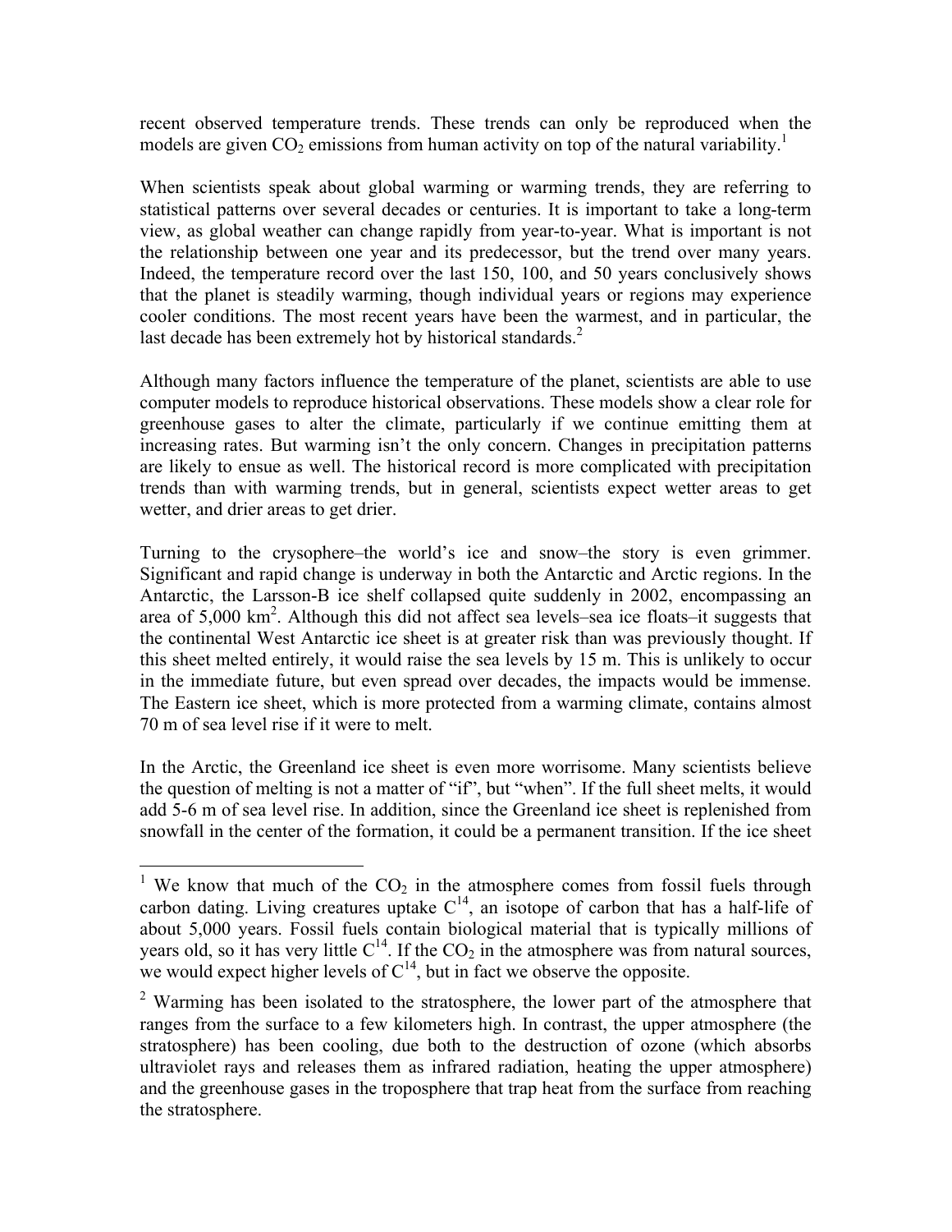recent observed temperature trends. These trends can only be reproduced when the models are given $CO_2$ emissions from human activity on top of the natural variability.[1]

When scientists speak about global warming or warming trends, they are referring to statistical patterns over several decades or centuries. It is important to take a long-term view, as global weather can change rapidly from year-to-year. What is important is not the relationship between one year and its predecessor, but the trend over many years. Indeed, the temperature record over the last 150, 100, and 50 years conclusively shows that the planet is steadily warming, though individual years or regions may experience cooler conditions. The most recent years have been the warmest, and in particular, the last decade has been extremely hot by historical standards.[2]

Although many factors influence the temperature of the planet, scientists are able to use computer models to reproduce historical observations. These models show a clear role for greenhouse gases to alter the climate, particularly if we continue emitting them at increasing rates. But warming isn't the only concern. Changes in precipitation patterns are likely to ensue as well. The historical record is more complicated with precipitation trends than with warming trends, but in general, scientists expect wetter areas to get wetter, and drier areas to get drier.

Turning to the crysophere–the world's ice and snow–the story is even grimmer. Significant and rapid change is underway in both the Antarctic and Arctic regions. In the Antarctic, the Larsson-B ice shelf collapsed quite suddenly in 2002, encompassing an area of 5,000 $km^2$. Although this did not affect sea levels–sea ice floats–it suggests that the continental West Antarctic ice sheet is at greater risk than was previously thought. If this sheet melted entirely, it would raise the sea levels by 15 m. This is unlikely to occur in the immediate future, but even spread over decades, the impacts would be immense. The Eastern ice sheet, which is more protected from a warming climate, contains almost 70 m of sea level rise if it were to melt.

In the Arctic, the Greenland ice sheet is even more worrisome. Many scientists believe the question of melting is not a matter of "if", but "when". If the full sheet melts, it would add 5-6 m of sea level rise. In addition, since the Greenland ice sheet is replenished from snowfall in the center of the formation, it could be a permanent transition. If the ice sheet

---

[1] We know that much of the $CO_2$ in the atmosphere comes from fossil fuels through carbon dating. Living creatures uptake $C^{14}$, an isotope of carbon that has a half-life of about 5,000 years. Fossil fuels contain biological material that is typically millions of years old, so it has very little $C^{14}$. If the $CO_2$ in the atmosphere was from natural sources, we would expect higher levels of $C^{14}$, but in fact we observe the opposite.

[2] Warming has been isolated to the stratosphere, the lower part of the atmosphere that ranges from the surface to a few kilometers high. In contrast, the upper atmosphere (the stratosphere) has been cooling, due both to the destruction of ozone (which absorbs ultraviolet rays and releases them as infrared radiation, heating the upper atmosphere) and the greenhouse gases in the troposphere that trap heat from the surface from reaching the stratosphere.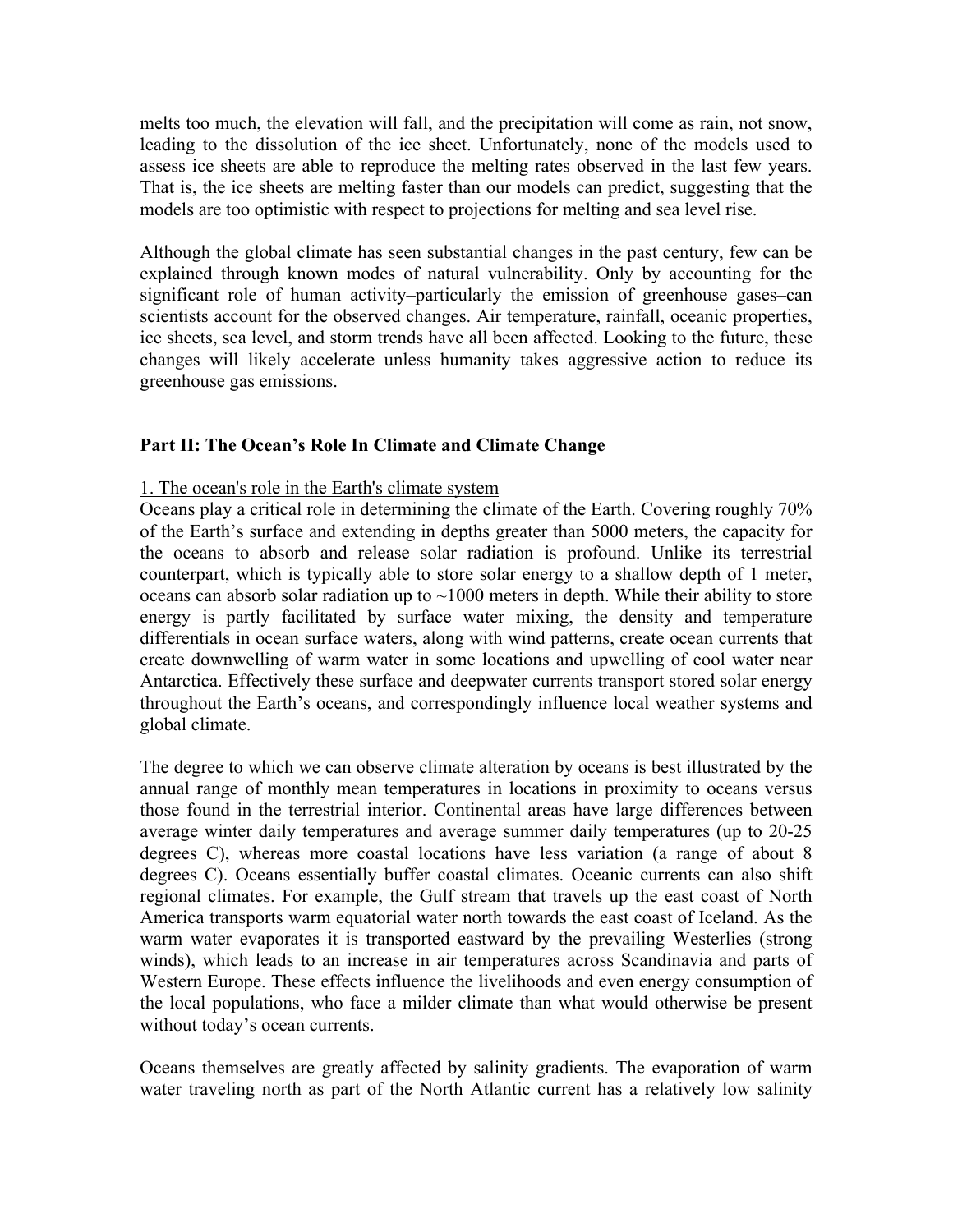melts too much, the elevation will fall, and the precipitation will come as rain, not snow, leading to the dissolution of the ice sheet. Unfortunately, none of the models used to assess ice sheets are able to reproduce the melting rates observed in the last few years. That is, the ice sheets are melting faster than our models can predict, suggesting that the models are too optimistic with respect to projections for melting and sea level rise.

Although the global climate has seen substantial changes in the past century, few can be explained through known modes of natural vulnerability. Only by accounting for the significant role of human activity–particularly the emission of greenhouse gases–can scientists account for the observed changes. Air temperature, rainfall, oceanic properties, ice sheets, sea level, and storm trends have all been affected. Looking to the future, these changes will likely accelerate unless humanity takes aggressive action to reduce its greenhouse gas emissions.

## Part II: The Ocean's Role In Climate and Climate Change

### 1. The ocean's role in the Earth's climate system

Oceans play a critical role in determining the climate of the Earth. Covering roughly 70% of the Earth's surface and extending in depths greater than 5000 meters, the capacity for the oceans to absorb and release solar radiation is profound. Unlike its terrestrial counterpart, which is typically able to store solar energy to a shallow depth of 1 meter, oceans can absorb solar radiation up to ~1000 meters in depth. While their ability to store energy is partly facilitated by surface water mixing, the density and temperature differentials in ocean surface waters, along with wind patterns, create ocean currents that create downwelling of warm water in some locations and upwelling of cool water near Antarctica. Effectively these surface and deepwater currents transport stored solar energy throughout the Earth's oceans, and correspondingly influence local weather systems and global climate.

The degree to which we can observe climate alteration by oceans is best illustrated by the annual range of monthly mean temperatures in locations in proximity to oceans versus those found in the terrestrial interior. Continental areas have large differences between average winter daily temperatures and average summer daily temperatures (up to 20-25 degrees C), whereas more coastal locations have less variation (a range of about 8 degrees C). Oceans essentially buffer coastal climates. Oceanic currents can also shift regional climates. For example, the Gulf stream that travels up the east coast of North America transports warm equatorial water north towards the east coast of Iceland. As the warm water evaporates it is transported eastward by the prevailing Westerlies (strong winds), which leads to an increase in air temperatures across Scandinavia and parts of Western Europe. These effects influence the livelihoods and even energy consumption of the local populations, who face a milder climate than what would otherwise be present without today's ocean currents.

Oceans themselves are greatly affected by salinity gradients. The evaporation of warm water traveling north as part of the North Atlantic current has a relatively low salinity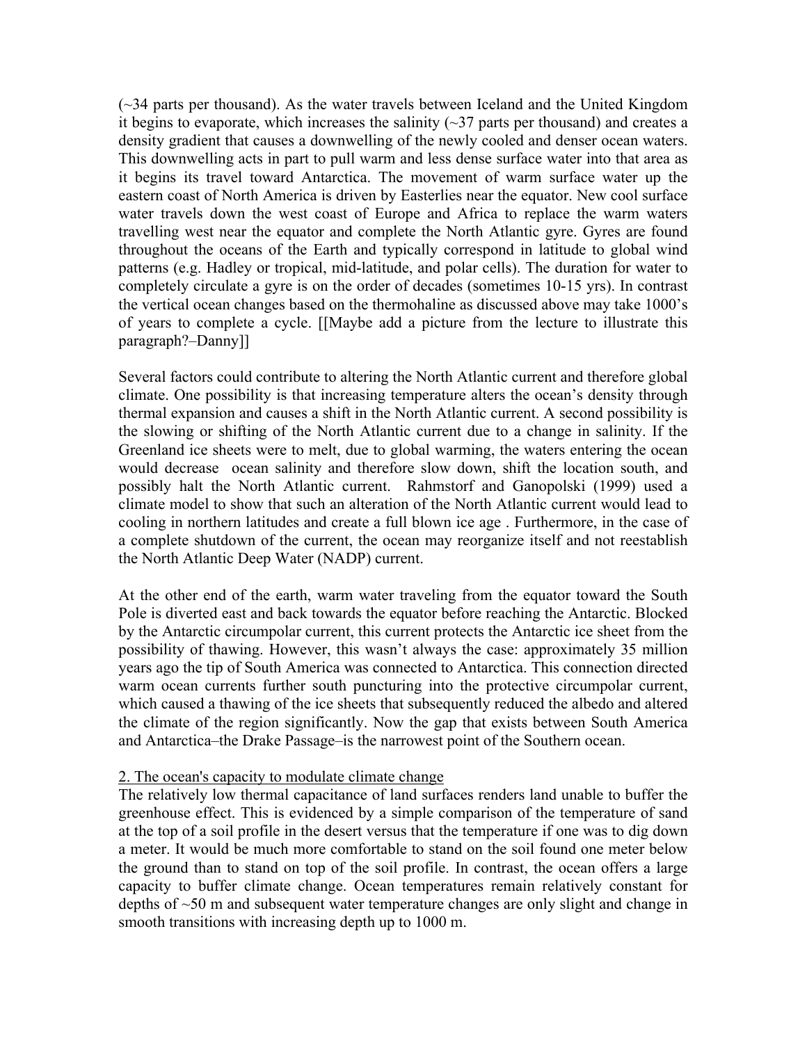(~34 parts per thousand). As the water travels between Iceland and the United Kingdom it begins to evaporate, which increases the salinity (~37 parts per thousand) and creates a density gradient that causes a downwelling of the newly cooled and denser ocean waters. This downwelling acts in part to pull warm and less dense surface water into that area as it begins its travel toward Antarctica. The movement of warm surface water up the eastern coast of North America is driven by Easterlies near the equator. New cool surface water travels down the west coast of Europe and Africa to replace the warm waters travelling west near the equator and complete the North Atlantic gyre. Gyres are found throughout the oceans of the Earth and typically correspond in latitude to global wind patterns (e.g. Hadley or tropical, mid-latitude, and polar cells). The duration for water to completely circulate a gyre is on the order of decades (sometimes 10-15 yrs). In contrast the vertical ocean changes based on the thermohaline as discussed above may take 1000's of years to complete a cycle. [[Maybe add a picture from the lecture to illustrate this paragraph?–Danny]]

Several factors could contribute to altering the North Atlantic current and therefore global climate. One possibility is that increasing temperature alters the ocean's density through thermal expansion and causes a shift in the North Atlantic current. A second possibility is the slowing or shifting of the North Atlantic current due to a change in salinity. If the Greenland ice sheets were to melt, due to global warming, the waters entering the ocean would decrease ocean salinity and therefore slow down, shift the location south, and possibly halt the North Atlantic current. Rahmstorf and Ganopolski (1999) used a climate model to show that such an alteration of the North Atlantic current would lead to cooling in northern latitudes and create a full blown ice age . Furthermore, in the case of a complete shutdown of the current, the ocean may reorganize itself and not reestablish the North Atlantic Deep Water (NADP) current.

At the other end of the earth, warm water traveling from the equator toward the South Pole is diverted east and back towards the equator before reaching the Antarctic. Blocked by the Antarctic circumpolar current, this current protects the Antarctic ice sheet from the possibility of thawing. However, this wasn't always the case: approximately 35 million years ago the tip of South America was connected to Antarctica. This connection directed warm ocean currents further south puncturing into the protective circumpolar current, which caused a thawing of the ice sheets that subsequently reduced the albedo and altered the climate of the region significantly. Now the gap that exists between South America and Antarctica–the Drake Passage–is the narrowest point of the Southern ocean.

<u>2. The ocean's capacity to modulate climate change</u>

The relatively low thermal capacitance of land surfaces renders land unable to buffer the greenhouse effect. This is evidenced by a simple comparison of the temperature of sand at the top of a soil profile in the desert versus that the temperature if one was to dig down a meter. It would be much more comfortable to stand on the soil found one meter below the ground than to stand on top of the soil profile. In contrast, the ocean offers a large capacity to buffer climate change. Ocean temperatures remain relatively constant for depths of ~50 m and subsequent water temperature changes are only slight and change in smooth transitions with increasing depth up to 1000 m.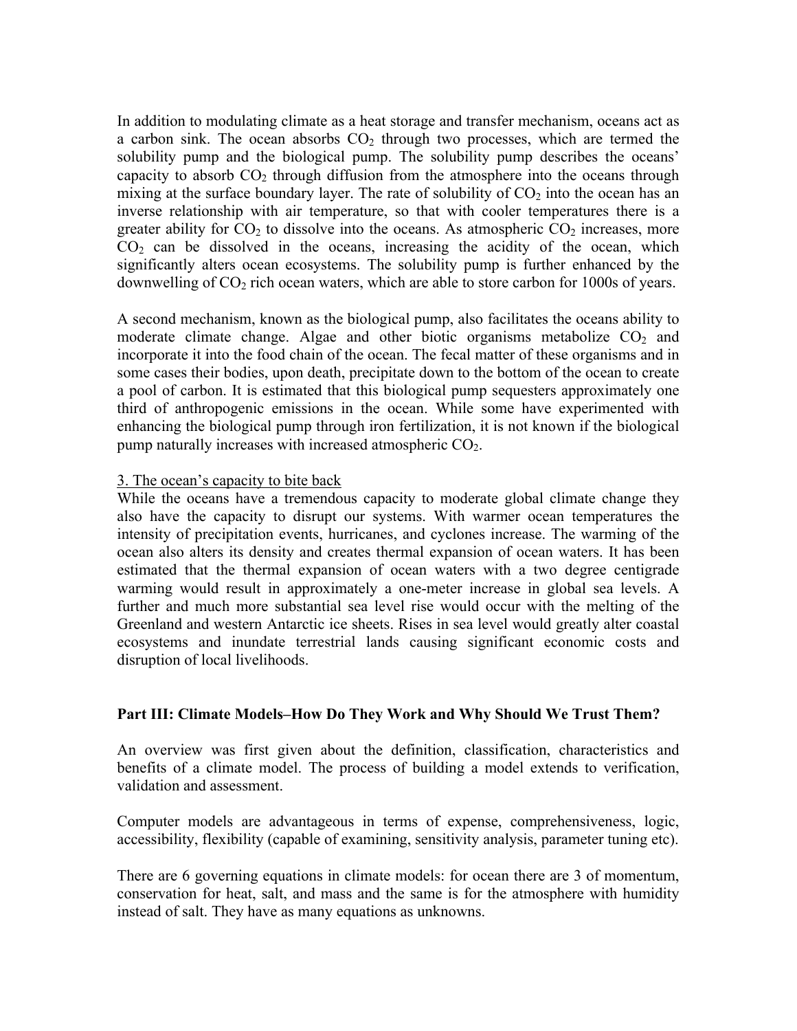In addition to modulating climate as a heat storage and transfer mechanism, oceans act as a carbon sink. The ocean absorbs $CO_2$ through two processes, which are termed the solubility pump and the biological pump. The solubility pump describes the oceans' capacity to absorb $CO_2$ through diffusion from the atmosphere into the oceans through mixing at the surface boundary layer. The rate of solubility of $CO_2$ into the ocean has an inverse relationship with air temperature, so that with cooler temperatures there is a greater ability for $CO_2$ to dissolve into the oceans. As atmospheric $CO_2$ increases, more $CO_2$ can be dissolved in the oceans, increasing the acidity of the ocean, which significantly alters ocean ecosystems. The solubility pump is further enhanced by the downwelling of $CO_2$ rich ocean waters, which are able to store carbon for 1000s of years.

A second mechanism, known as the biological pump, also facilitates the oceans ability to moderate climate change. Algae and other biotic organisms metabolize $CO_2$ and incorporate it into the food chain of the ocean. The fecal matter of these organisms and in some cases their bodies, upon death, precipitate down to the bottom of the ocean to create a pool of carbon. It is estimated that this biological pump sequesters approximately one third of anthropogenic emissions in the ocean. While some have experimented with enhancing the biological pump through iron fertilization, it is not known if the biological pump naturally increases with increased atmospheric $CO_2$.

3. The ocean's capacity to bite back

While the oceans have a tremendous capacity to moderate global climate change they also have the capacity to disrupt our systems. With warmer ocean temperatures the intensity of precipitation events, hurricanes, and cyclones increase. The warming of the ocean also alters its density and creates thermal expansion of ocean waters. It has been estimated that the thermal expansion of ocean waters with a two degree centigrade warming would result in approximately a one-meter increase in global sea levels. A further and much more substantial sea level rise would occur with the melting of the Greenland and western Antarctic ice sheets. Rises in sea level would greatly alter coastal ecosystems and inundate terrestrial lands causing significant economic costs and disruption of local livelihoods.

**Part III: Climate Models–How Do They Work and Why Should We Trust Them?**

An overview was first given about the definition, classification, characteristics and benefits of a climate model. The process of building a model extends to verification, validation and assessment.

Computer models are advantageous in terms of expense, comprehensiveness, logic, accessibility, flexibility (capable of examining, sensitivity analysis, parameter tuning etc).

There are 6 governing equations in climate models: for ocean there are 3 of momentum, conservation for heat, salt, and mass and the same is for the atmosphere with humidity instead of salt. They have as many equations as unknowns.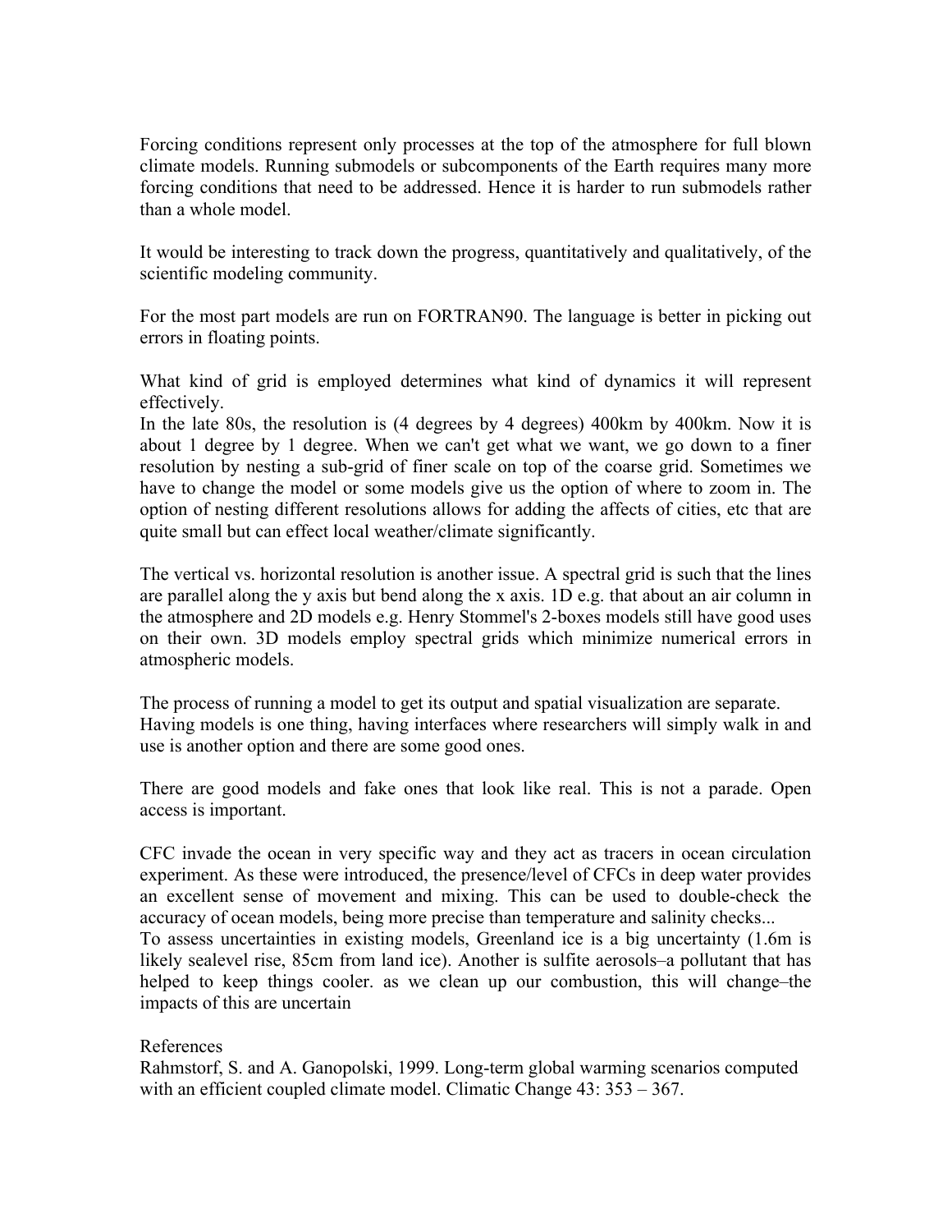Forcing conditions represent only processes at the top of the atmosphere for full blown climate models. Running submodels or subcomponents of the Earth requires many more forcing conditions that need to be addressed. Hence it is harder to run submodels rather than a whole model.

It would be interesting to track down the progress, quantitatively and qualitatively, of the scientific modeling community.

For the most part models are run on FORTRAN90. The language is better in picking out errors in floating points.

What kind of grid is employed determines what kind of dynamics it will represent effectively.
In the late 80s, the resolution is (4 degrees by 4 degrees) 400km by 400km. Now it is about 1 degree by 1 degree. When we can't get what we want, we go down to a finer resolution by nesting a sub-grid of finer scale on top of the coarse grid. Sometimes we have to change the model or some models give us the option of where to zoom in. The option of nesting different resolutions allows for adding the affects of cities, etc that are quite small but can effect local weather/climate significantly.

The vertical vs. horizontal resolution is another issue. A spectral grid is such that the lines are parallel along the y axis but bend along the x axis. 1D e.g. that about an air column in the atmosphere and 2D models e.g. Henry Stommel's 2-boxes models still have good uses on their own. 3D models employ spectral grids which minimize numerical errors in atmospheric models.

The process of running a model to get its output and spatial visualization are separate.
Having models is one thing, having interfaces where researchers will simply walk in and use is another option and there are some good ones.

There are good models and fake ones that look like real. This is not a parade. Open access is important.

CFC invade the ocean in very specific way and they act as tracers in ocean circulation experiment. As these were introduced, the presence/level of CFCs in deep water provides an excellent sense of movement and mixing. This can be used to double-check the accuracy of ocean models, being more precise than temperature and salinity checks...
To assess uncertainties in existing models, Greenland ice is a big uncertainty (1.6m is likely sealevel rise, 85cm from land ice). Another is sulfite aerosols–a pollutant that has helped to keep things cooler. as we clean up our combustion, this will change–the impacts of this are uncertain

References
Rahmstorf, S. and A. Ganopolski, 1999. Long-term global warming scenarios computed with an efficient coupled climate model. Climatic Change 43: 353 – 367.